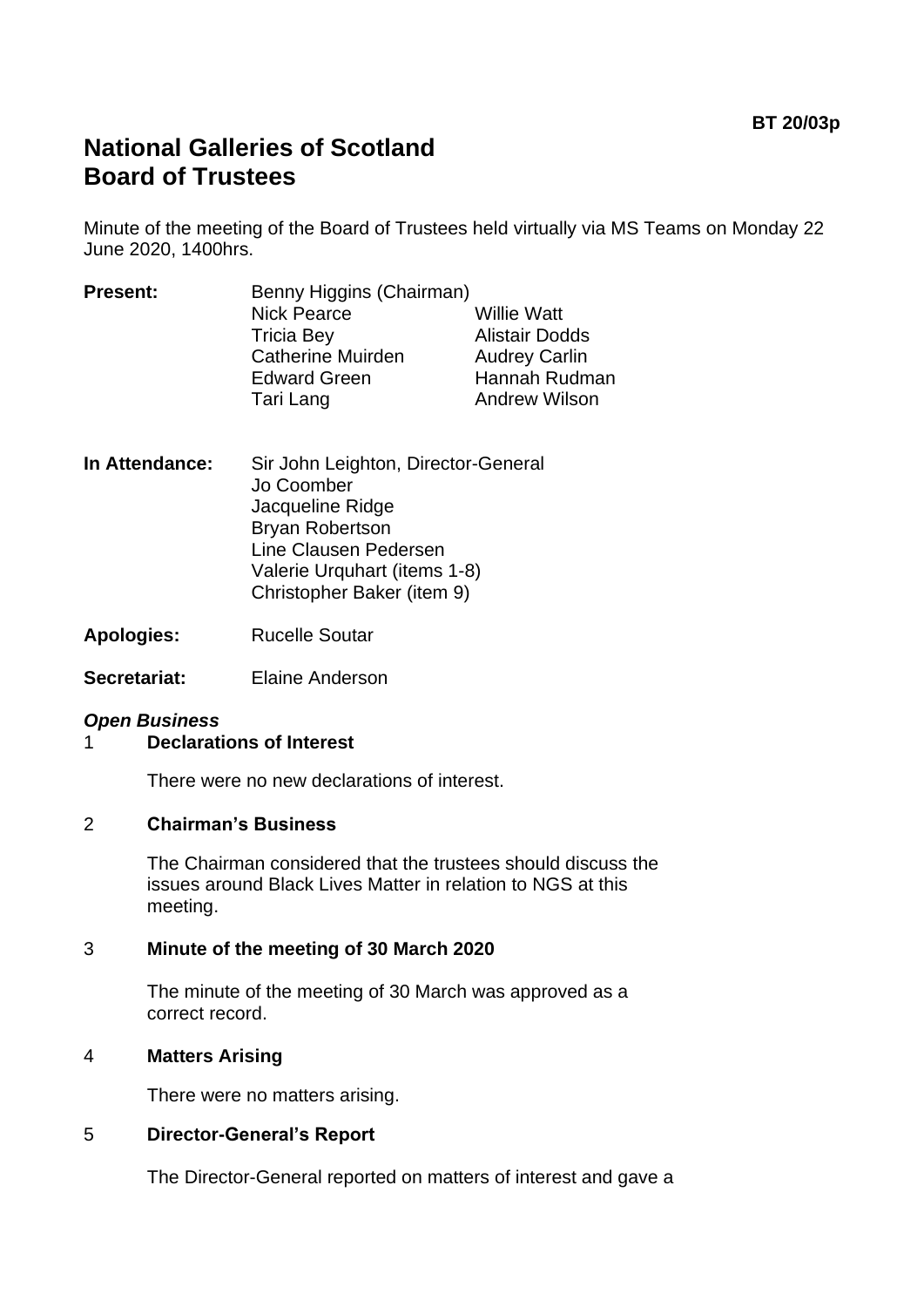**BT 20/03p**

# National Galleries of Scotland
# Board of Trustees

Minute of the meeting of the Board of Trustees held virtually via MS Teams on Monday 22 June 2020, 1400hrs.

**Present:** Benny Higgins (Chairman)
Nick Pearce
Tricia Bey
Catherine Muirden
Edward Green
Tari Lang
Willie Watt
Alistair Dodds
Audrey Carlin
Hannah Rudman
Andrew Wilson

**In Attendance:** Sir John Leighton, Director-General
Jo Coomber
Jacqueline Ridge
Bryan Robertson
Line Clausen Pedersen
Valerie Urquhart (items 1-8)
Christopher Baker (item 9)

**Apologies:** Rucelle Soutar

**Secretariat:** Elaine Anderson

***Open Business***

1 **Declarations of Interest**

There were no new declarations of interest.

2 **Chairman's Business**

The Chairman considered that the trustees should discuss the issues around Black Lives Matter in relation to NGS at this meeting.

3 **Minute of the meeting of 30 March 2020**

The minute of the meeting of 30 March was approved as a correct record.

4 **Matters Arising**

There were no matters arising.

5 **Director-General's Report**

The Director-General reported on matters of interest and gave a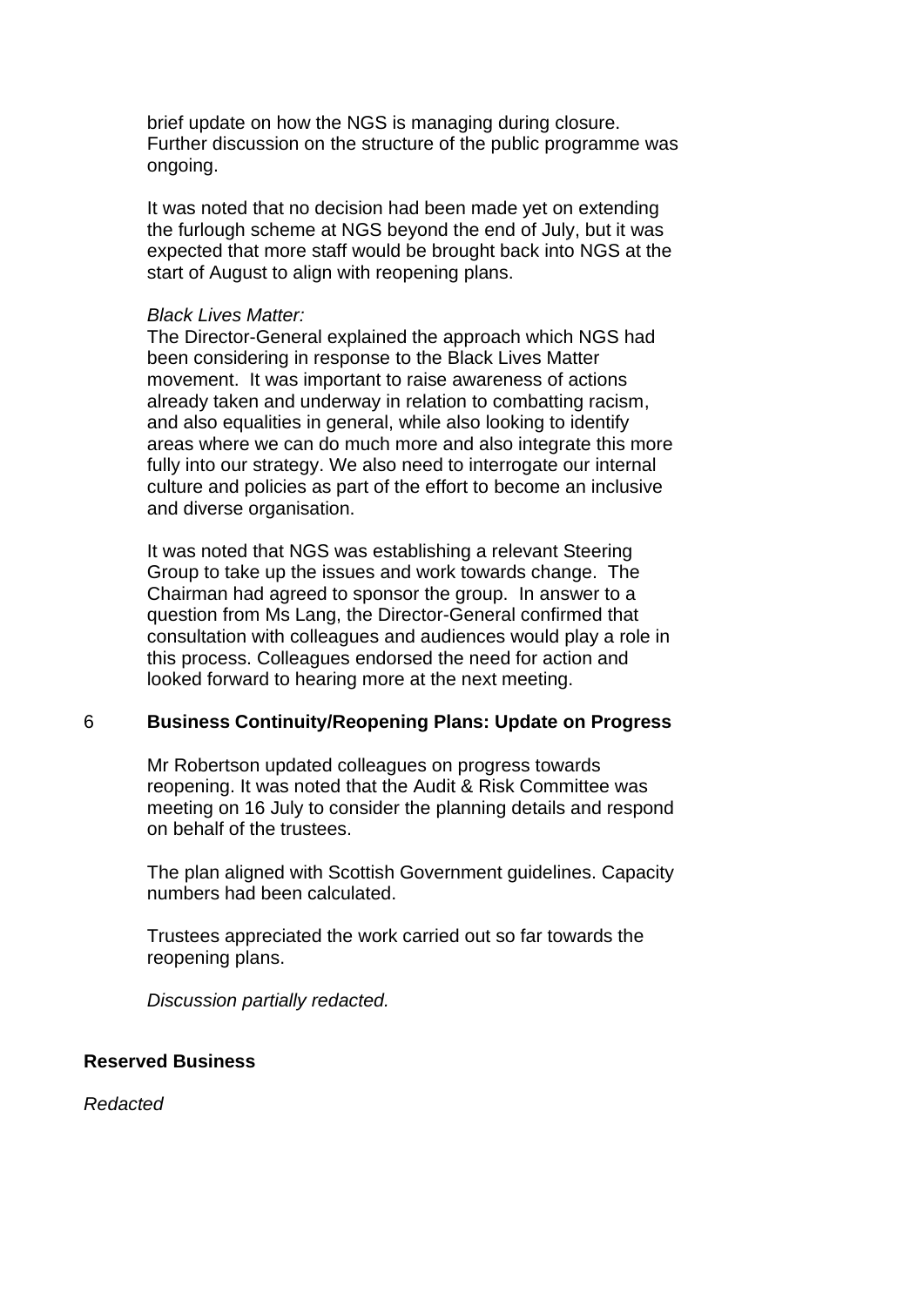brief update on how the NGS is managing during closure. Further discussion on the structure of the public programme was ongoing.

It was noted that no decision had been made yet on extending the furlough scheme at NGS beyond the end of July, but it was expected that more staff would be brought back into NGS at the start of August to align with reopening plans.

*Black Lives Matter:*
The Director-General explained the approach which NGS had been considering in response to the Black Lives Matter movement. It was important to raise awareness of actions already taken and underway in relation to combatting racism, and also equalities in general, while also looking to identify areas where we can do much more and also integrate this more fully into our strategy. We also need to interrogate our internal culture and policies as part of the effort to become an inclusive and diverse organisation.

It was noted that NGS was establishing a relevant Steering Group to take up the issues and work towards change. The Chairman had agreed to sponsor the group. In answer to a question from Ms Lang, the Director-General confirmed that consultation with colleagues and audiences would play a role in this process. Colleagues endorsed the need for action and looked forward to hearing more at the next meeting.

6 **Business Continuity/Reopening Plans: Update on Progress**

Mr Robertson updated colleagues on progress towards reopening. It was noted that the Audit & Risk Committee was meeting on 16 July to consider the planning details and respond on behalf of the trustees.

The plan aligned with Scottish Government guidelines. Capacity numbers had been calculated.

Trustees appreciated the work carried out so far towards the reopening plans.

*Discussion partially redacted.*

**Reserved Business**

*Redacted*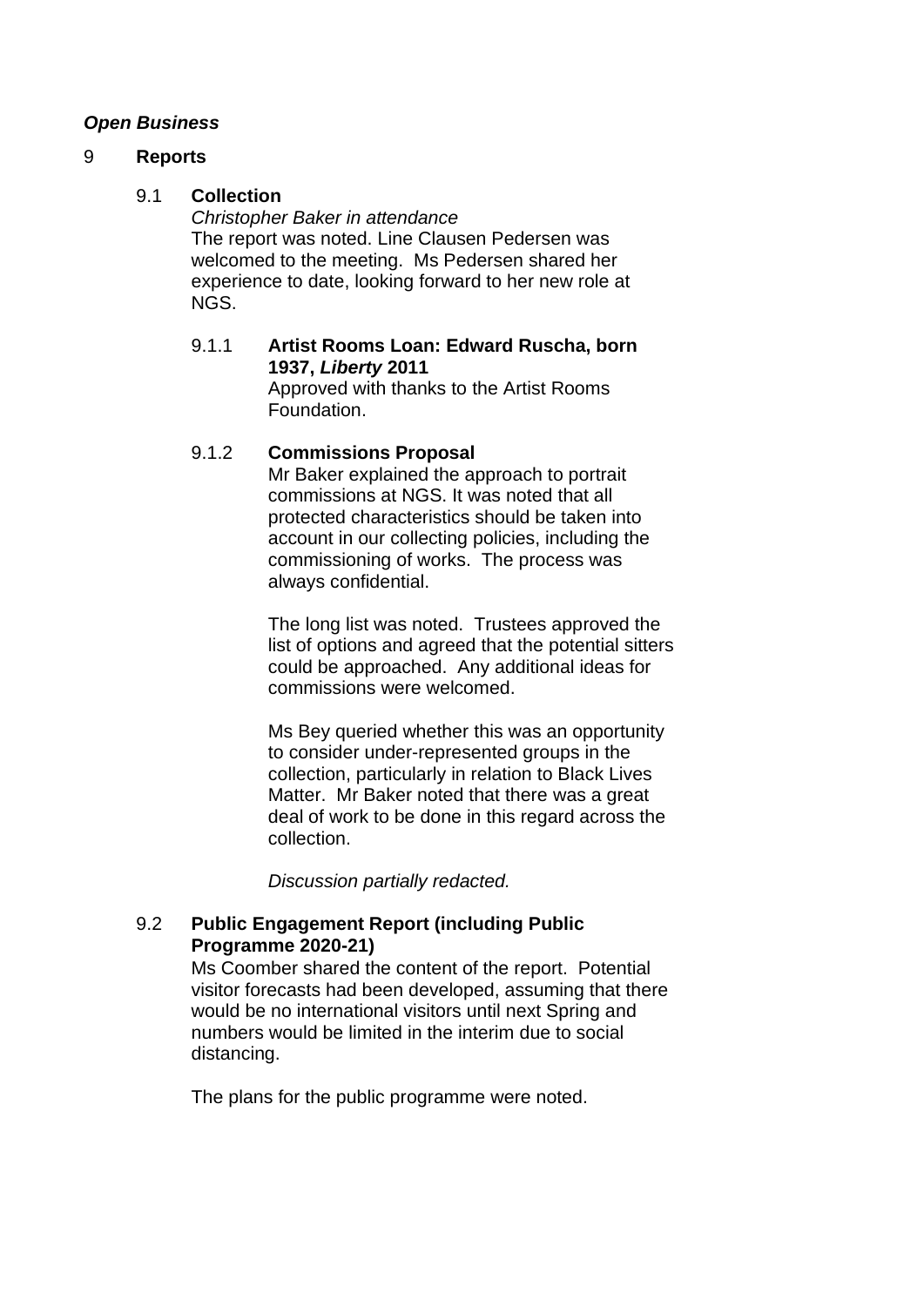***Open Business***

## 9 Reports

### 9.1 Collection

*Christopher Baker in attendance*

The report was noted. Line Clausen Pedersen was welcomed to the meeting. Ms Pedersen shared her experience to date, looking forward to her new role at NGS.

#### 9.1.1 Artist Rooms Loan: Edward Ruscha, born 1937, *Liberty* 2011

Approved with thanks to the Artist Rooms Foundation.

#### 9.1.2 Commissions Proposal

Mr Baker explained the approach to portrait commissions at NGS. It was noted that all protected characteristics should be taken into account in our collecting policies, including the commissioning of works. The process was always confidential.

The long list was noted. Trustees approved the list of options and agreed that the potential sitters could be approached. Any additional ideas for commissions were welcomed.

Ms Bey queried whether this was an opportunity to consider under-represented groups in the collection, particularly in relation to Black Lives Matter. Mr Baker noted that there was a great deal of work to be done in this regard across the collection.

*Discussion partially redacted.*

### 9.2 Public Engagement Report (including Public Programme 2020-21)

Ms Coomber shared the content of the report. Potential visitor forecasts had been developed, assuming that there would be no international visitors until next Spring and numbers would be limited in the interim due to social distancing.

The plans for the public programme were noted.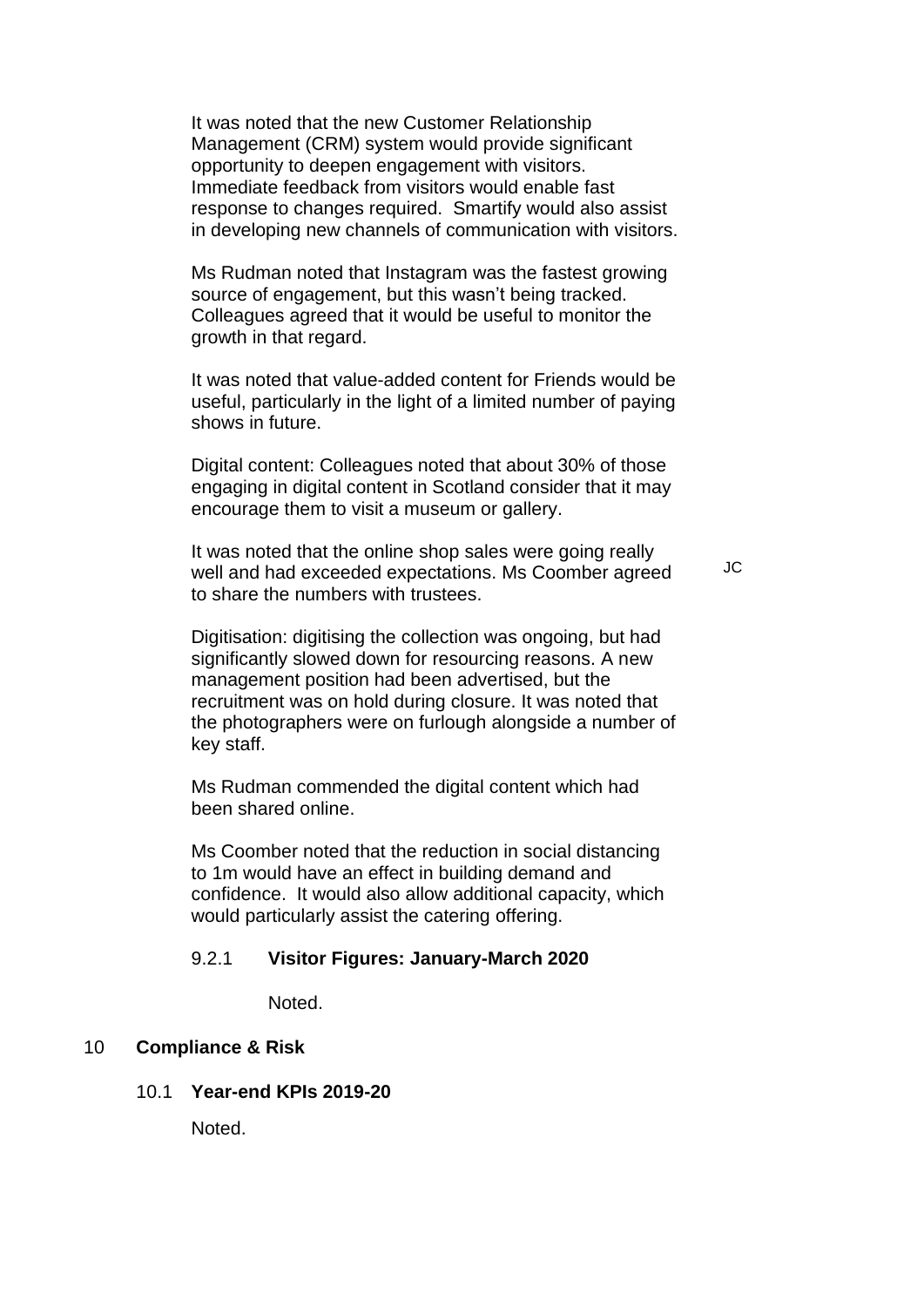It was noted that the new Customer Relationship Management (CRM) system would provide significant opportunity to deepen engagement with visitors. Immediate feedback from visitors would enable fast response to changes required. Smartify would also assist in developing new channels of communication with visitors.

Ms Rudman noted that Instagram was the fastest growing source of engagement, but this wasn't being tracked. Colleagues agreed that it would be useful to monitor the growth in that regard.

It was noted that value-added content for Friends would be useful, particularly in the light of a limited number of paying shows in future.

Digital content: Colleagues noted that about 30% of those engaging in digital content in Scotland consider that it may encourage them to visit a museum or gallery.

It was noted that the online shop sales were going really well and had exceeded expectations. Ms Coomber agreed to share the numbers with trustees. **JC**

Digitisation: digitising the collection was ongoing, but had significantly slowed down for resourcing reasons. A new management position had been advertised, but the recruitment was on hold during closure. It was noted that the photographers were on furlough alongside a number of key staff.

Ms Rudman commended the digital content which had been shared online.

Ms Coomber noted that the reduction in social distancing to 1m would have an effect in building demand and confidence. It would also allow additional capacity, which would particularly assist the catering offering.

#### 9.2.1 Visitor Figures: January-March 2020

Noted.

## 10 Compliance & Risk

### 10.1 Year-end KPIs 2019-20

Noted.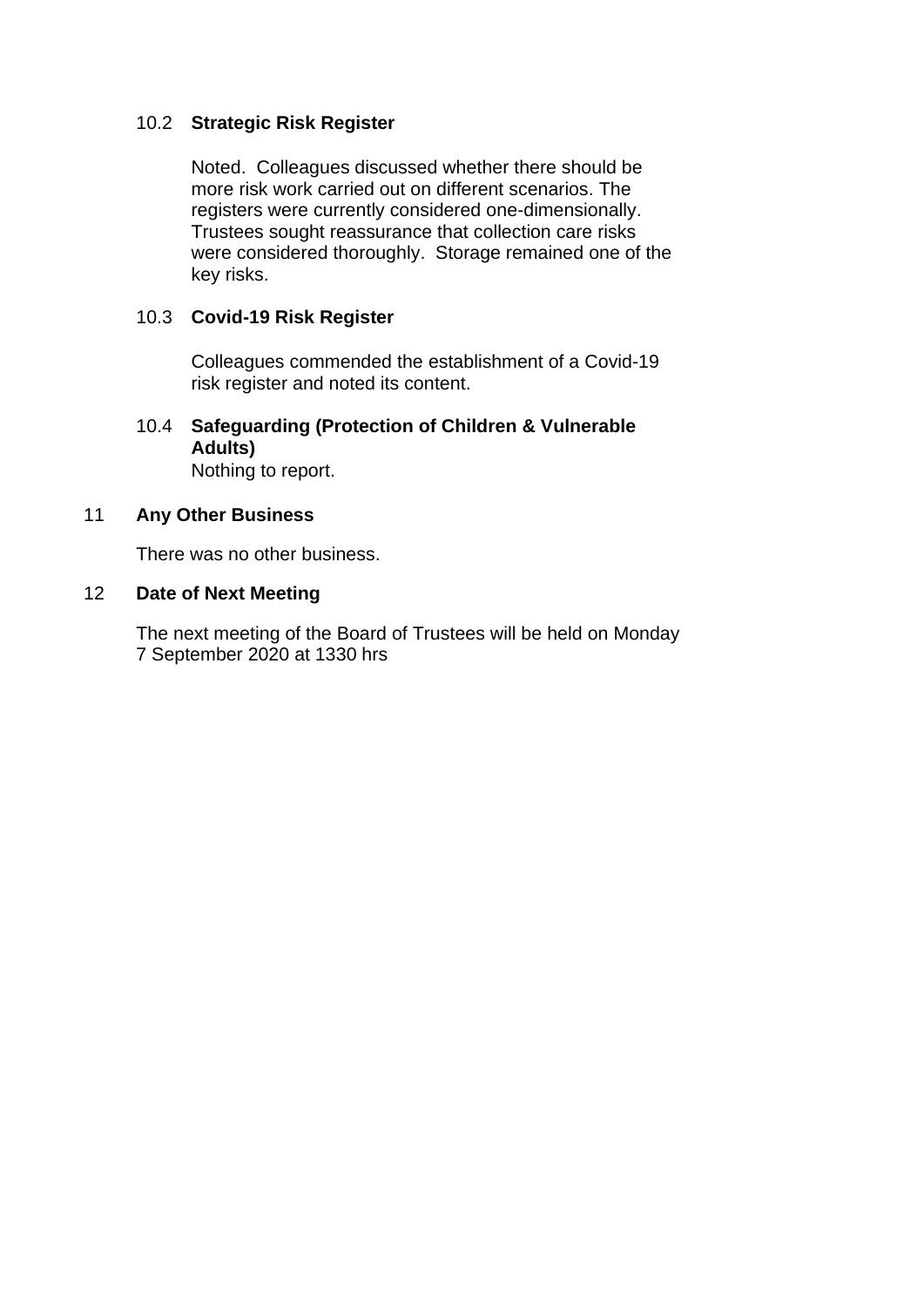### 10.2 **Strategic Risk Register**

Noted. Colleagues discussed whether there should be more risk work carried out on different scenarios. The registers were currently considered one-dimensionally. Trustees sought reassurance that collection care risks were considered thoroughly. Storage remained one of the key risks.

### 10.3 **Covid-19 Risk Register**

Colleagues commended the establishment of a Covid-19 risk register and noted its content.

### 10.4 **Safeguarding (Protection of Children & Vulnerable Adults)**

Nothing to report.

## 11 **Any Other Business**

There was no other business.

## 12 **Date of Next Meeting**

The next meeting of the Board of Trustees will be held on Monday 7 September 2020 at 1330 hrs